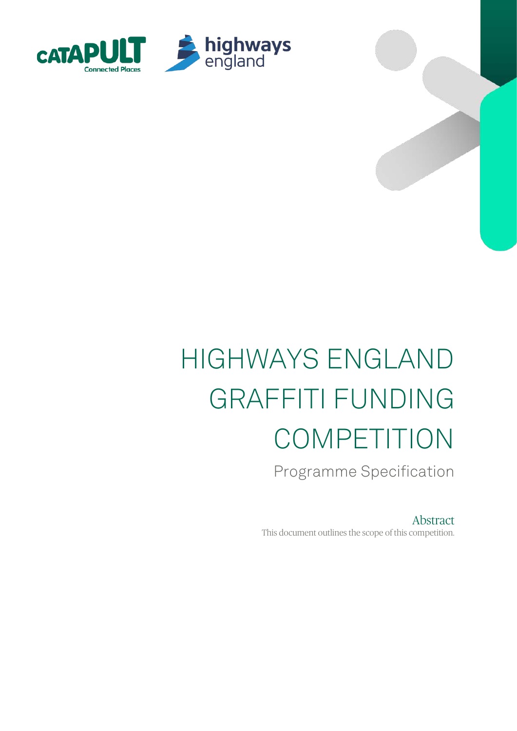# HIGHWAYS ENGLAND GRAFFITI FUNDING COMPETITION

## Programme Specification

### Abstract

This document outlines the scope of this competition.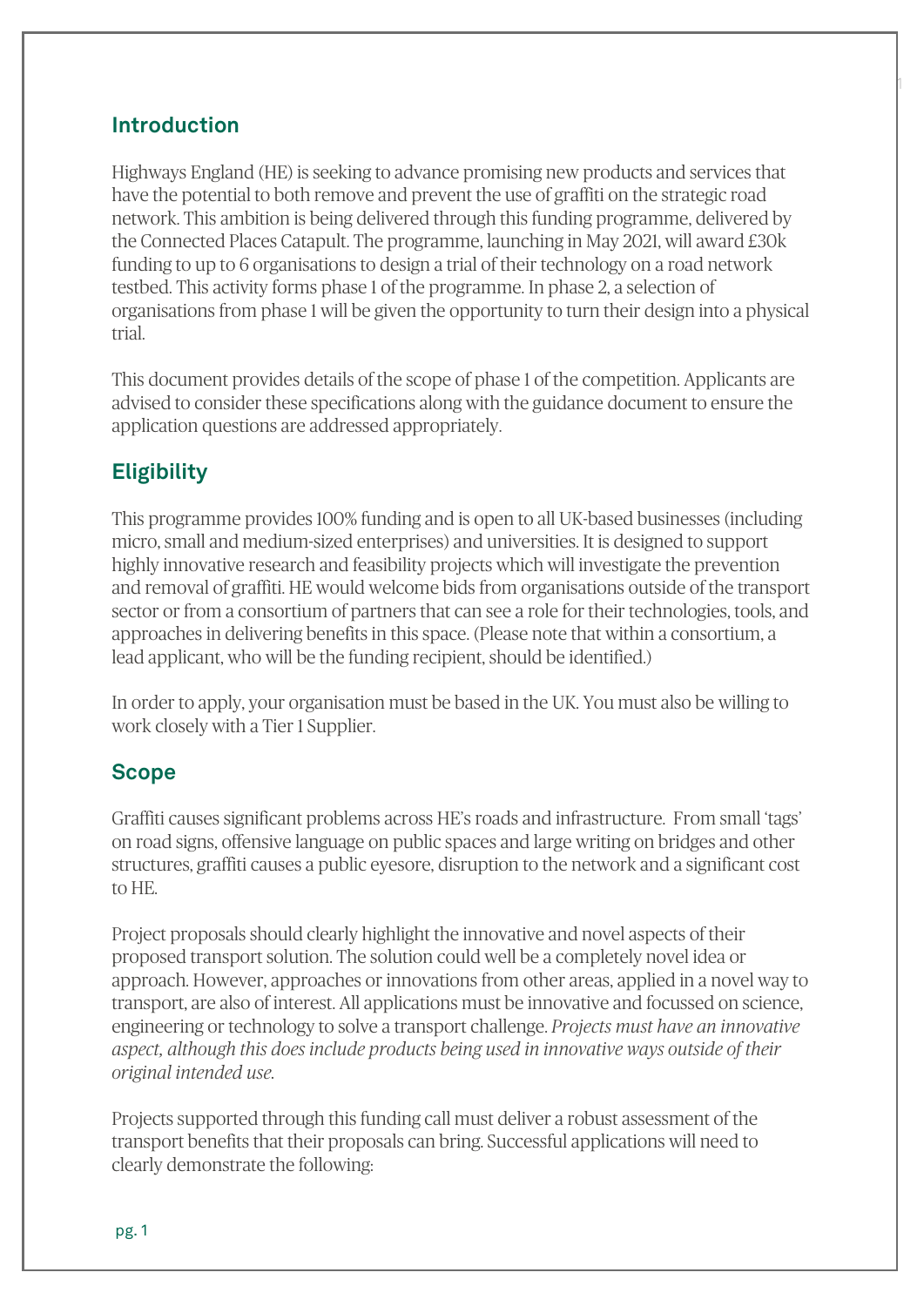## Introduction

Highways England (HE) is seeking to advance promising new products and services that have the potential to both remove and prevent the use of graffiti on the strategic road network. This ambition is being delivered through this funding programme, delivered by the Connected Places Catapult. The programme, launching in May 2021, will award £30k funding to up to 6 organisations to design a trial of their technology on a road network testbed. This activity forms phase 1 of the programme. In phase 2, a selection of organisations from phase 1 will be given the opportunity to turn their design into a physical trial.

This document provides details of the scope of phase 1 of the competition. Applicants are advised to consider these specifications along with the guidance document to ensure the application questions are addressed appropriately.

## Eligibility

This programme provides 100% funding and is open to all UK-based businesses (including micro, small and medium-sized enterprises) and universities. It is designed to support highly innovative research and feasibility projects which will investigate the prevention and removal of graffiti. HE would welcome bids from organisations outside of the transport sector or from a consortium of partners that can see a role for their technologies, tools, and approaches in delivering benefits in this space. (Please note that within a consortium, a lead applicant, who will be the funding recipient, should be identified.)

In order to apply, your organisation must be based in the UK. You must also be willing to work closely with a Tier 1 Supplier.

## Scope

Graffiti causes significant problems across HE's roads and infrastructure. From small 'tags' on road signs, offensive language on public spaces and large writing on bridges and other structures, graffiti causes a public eyesore, disruption to the network and a significant cost to HE.

Project proposals should clearly highlight the innovative and novel aspects of their proposed transport solution. The solution could well be a completely novel idea or approach. However, approaches or innovations from other areas, applied in a novel way to transport, are also of interest. All applications must be innovative and focussed on science, engineering or technology to solve a transport challenge. *Projects must have an innovative aspect, although this does include products being used in innovative ways outside of their original intended use.*

Projects supported through this funding call must deliver a robust assessment of the transport benefits that their proposals can bring. Successful applications will need to clearly demonstrate the following: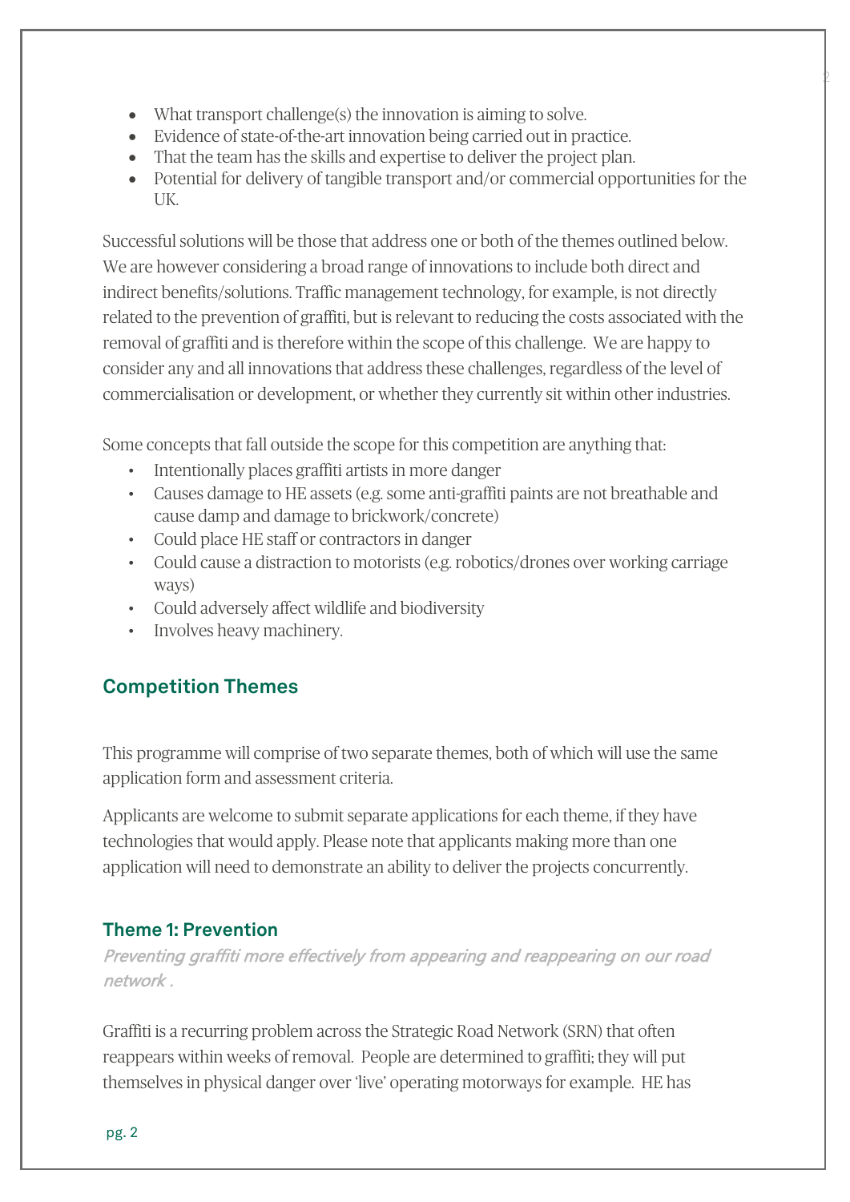- What transport challenge(s) the innovation is aiming to solve.
- Evidence of state-of-the-art innovation being carried out in practice.
- That the team has the skills and expertise to deliver the project plan.
- Potential for delivery of tangible transport and/or commercial opportunities for the UK.

Successful solutions will be those that address one or both of the themes outlined below. We are however considering a broad range of innovations to include both direct and indirect benefits/solutions. Traffic management technology, for example, is not directly related to the prevention of graffiti, but is relevant to reducing the costs associated with the removal of graffiti and is therefore within the scope of this challenge. We are happy to consider any and all innovations that address these challenges, regardless of the level of commercialisation or development, or whether they currently sit within other industries.

Some concepts that fall outside the scope for this competition are anything that:

- Intentionally places graffiti artists in more danger
- Causes damage to HE assets (e.g. some anti-graffiti paints are not breathable and cause damp and damage to brickwork/concrete)
- Could place HE staff or contractors in danger
- Could cause a distraction to motorists (e.g. robotics/drones over working carriage ways)
- Could adversely affect wildlife and biodiversity
- Involves heavy machinery.

## Competition Themes

This programme will comprise of two separate themes, both of which will use the same application form and assessment criteria.

Applicants are welcome to submit separate applications for each theme, if they have technologies that would apply. Please note that applicants making more than one application will need to demonstrate an ability to deliver the projects concurrently.

### Theme 1: Prevention

*Preventing graffiti more effectively from appearing and reappearing on our road network .*

Graffiti is a recurring problem across the Strategic Road Network (SRN) that often reappears within weeks of removal. People are determined to graffiti; they will put themselves in physical danger over 'live' operating motorways for example. HE has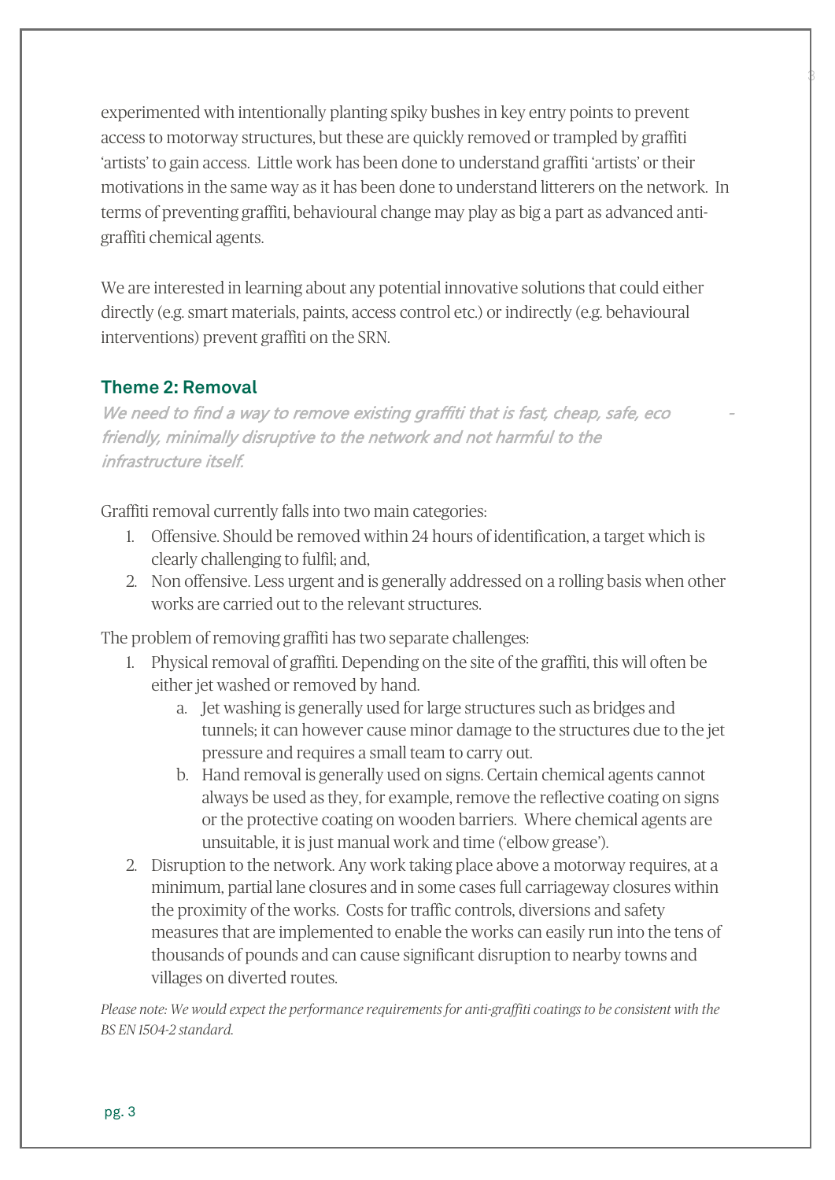experimented with intentionally planting spiky bushes in key entry points to prevent access to motorway structures, but these are quickly removed or trampled by graffiti 'artists' to gain access. Little work has been done to understand graffiti 'artists' or their motivations in the same way as it has been done to understand litterers on the network. In terms of preventing graffiti, behavioural change may play as big a part as advanced anti-graffiti chemical agents.

We are interested in learning about any potential innovative solutions that could either directly (e.g. smart materials, paints, access control etc.) or indirectly (e.g. behavioural interventions) prevent graffiti on the SRN.

### Theme 2: Removal

*We need to find a way to remove existing graffiti that is fast, cheap, safe, eco-friendly, minimally disruptive to the network and not harmful to the infrastructure itself.*

Graffiti removal currently falls into two main categories:

1. Offensive. Should be removed within 24 hours of identification, a target which is clearly challenging to fulfil; and,
2. Non offensive. Less urgent and is generally addressed on a rolling basis when other works are carried out to the relevant structures.

The problem of removing graffiti has two separate challenges:

1. Physical removal of graffiti. Depending on the site of the graffiti, this will often be either jet washed or removed by hand.
   a. Jet washing is generally used for large structures such as bridges and tunnels; it can however cause minor damage to the structures due to the jet pressure and requires a small team to carry out.
   b. Hand removal is generally used on signs. Certain chemical agents cannot always be used as they, for example, remove the reflective coating on signs or the protective coating on wooden barriers. Where chemical agents are unsuitable, it is just manual work and time ('elbow grease').
2. Disruption to the network. Any work taking place above a motorway requires, at a minimum, partial lane closures and in some cases full carriageway closures within the proximity of the works. Costs for traffic controls, diversions and safety measures that are implemented to enable the works can easily run into the tens of thousands of pounds and can cause significant disruption to nearby towns and villages on diverted routes.

*Please note: We would expect the performance requirements for anti-graffiti coatings to be consistent with the BS EN 1504-2 standard.*